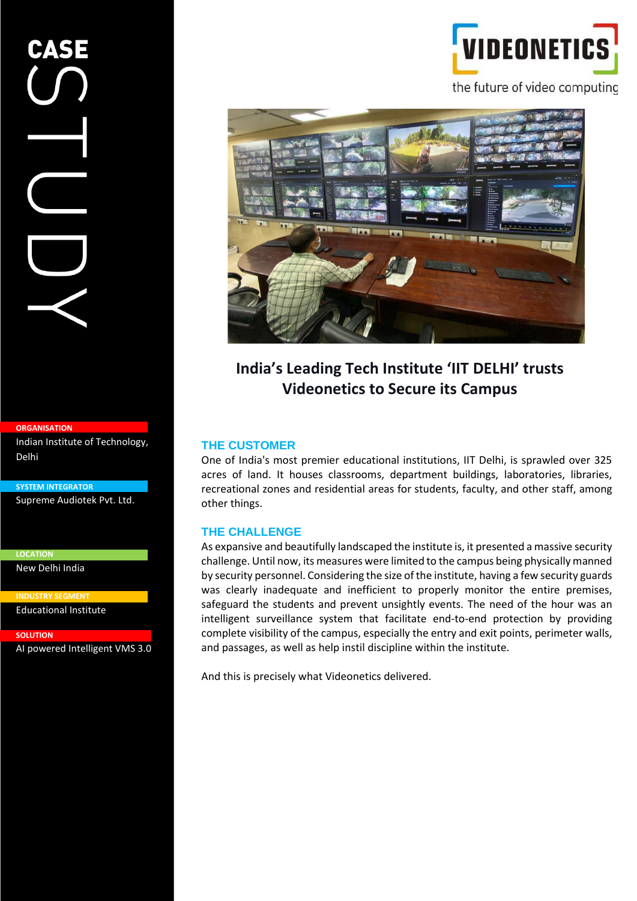# CASE STUDY

VIDEONETICS

the future of video computing

## India's Leading Tech Institute 'IIT DELHI' trusts Videonetics to Secure its Campus

**ORGANISATION**

Indian Institute of Technology, Delhi

**SYSTEM INTEGRATOR**

Supreme Audiotek Pvt. Ltd.

**LOCATION**

New Delhi India

**INDUSTRY SEGMENT**

Educational Institute

**SOLUTION**

AI powered Intelligent VMS 3.0

### THE CUSTOMER

One of India's most premier educational institutions, IIT Delhi, is sprawled over 325 acres of land. It houses classrooms, department buildings, laboratories, libraries, recreational zones and residential areas for students, faculty, and other staff, among other things.

### THE CHALLENGE

As expansive and beautifully landscaped the institute is, it presented a massive security challenge. Until now, its measures were limited to the campus being physically manned by security personnel. Considering the size of the institute, having a few security guards was clearly inadequate and inefficient to properly monitor the entire premises, safeguard the students and prevent unsightly events. The need of the hour was an intelligent surveillance system that facilitate end-to-end protection by providing complete visibility of the campus, especially the entry and exit points, perimeter walls, and passages, as well as help instil discipline within the institute.

And this is precisely what Videonetics delivered.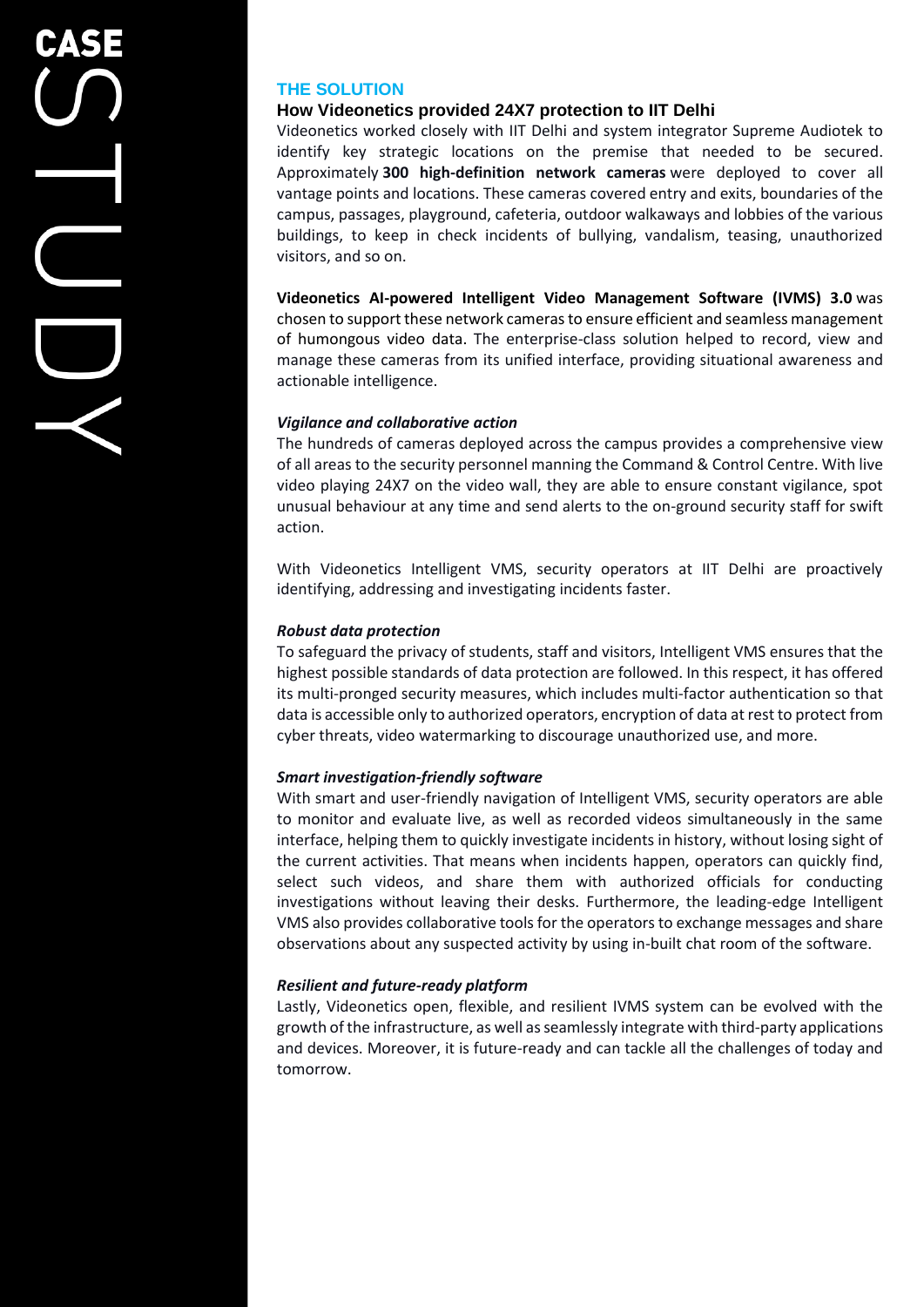## THE SOLUTION

### How Videonetics provided 24X7 protection to IIT Delhi

Videonetics worked closely with IIT Delhi and system integrator Supreme Audiotek to identify key strategic locations on the premise that needed to be secured. Approximately **300 high-definition network cameras** were deployed to cover all vantage points and locations. These cameras covered entry and exits, boundaries of the campus, passages, playground, cafeteria, outdoor walkaways and lobbies of the various buildings, to keep in check incidents of bullying, vandalism, teasing, unauthorized visitors, and so on.

**Videonetics AI-powered Intelligent Video Management Software (IVMS) 3.0** was chosen to support these network cameras to ensure efficient and seamless management of humongous video data. The enterprise-class solution helped to record, view and manage these cameras from its unified interface, providing situational awareness and actionable intelligence.

***Vigilance and collaborative action***

The hundreds of cameras deployed across the campus provides a comprehensive view of all areas to the security personnel manning the Command & Control Centre. With live video playing 24X7 on the video wall, they are able to ensure constant vigilance, spot unusual behaviour at any time and send alerts to the on-ground security staff for swift action.

With Videonetics Intelligent VMS, security operators at IIT Delhi are proactively identifying, addressing and investigating incidents faster.

***Robust data protection***

To safeguard the privacy of students, staff and visitors, Intelligent VMS ensures that the highest possible standards of data protection are followed. In this respect, it has offered its multi-pronged security measures, which includes multi-factor authentication so that data is accessible only to authorized operators, encryption of data at rest to protect from cyber threats, video watermarking to discourage unauthorized use, and more.

***Smart investigation-friendly software***

With smart and user-friendly navigation of Intelligent VMS, security operators are able to monitor and evaluate live, as well as recorded videos simultaneously in the same interface, helping them to quickly investigate incidents in history, without losing sight of the current activities. That means when incidents happen, operators can quickly find, select such videos, and share them with authorized officials for conducting investigations without leaving their desks. Furthermore, the leading-edge Intelligent VMS also provides collaborative tools for the operators to exchange messages and share observations about any suspected activity by using in-built chat room of the software.

***Resilient and future-ready platform***

Lastly, Videonetics open, flexible, and resilient IVMS system can be evolved with the growth of the infrastructure, as well as seamlessly integrate with third-party applications and devices. Moreover, it is future-ready and can tackle all the challenges of today and tomorrow.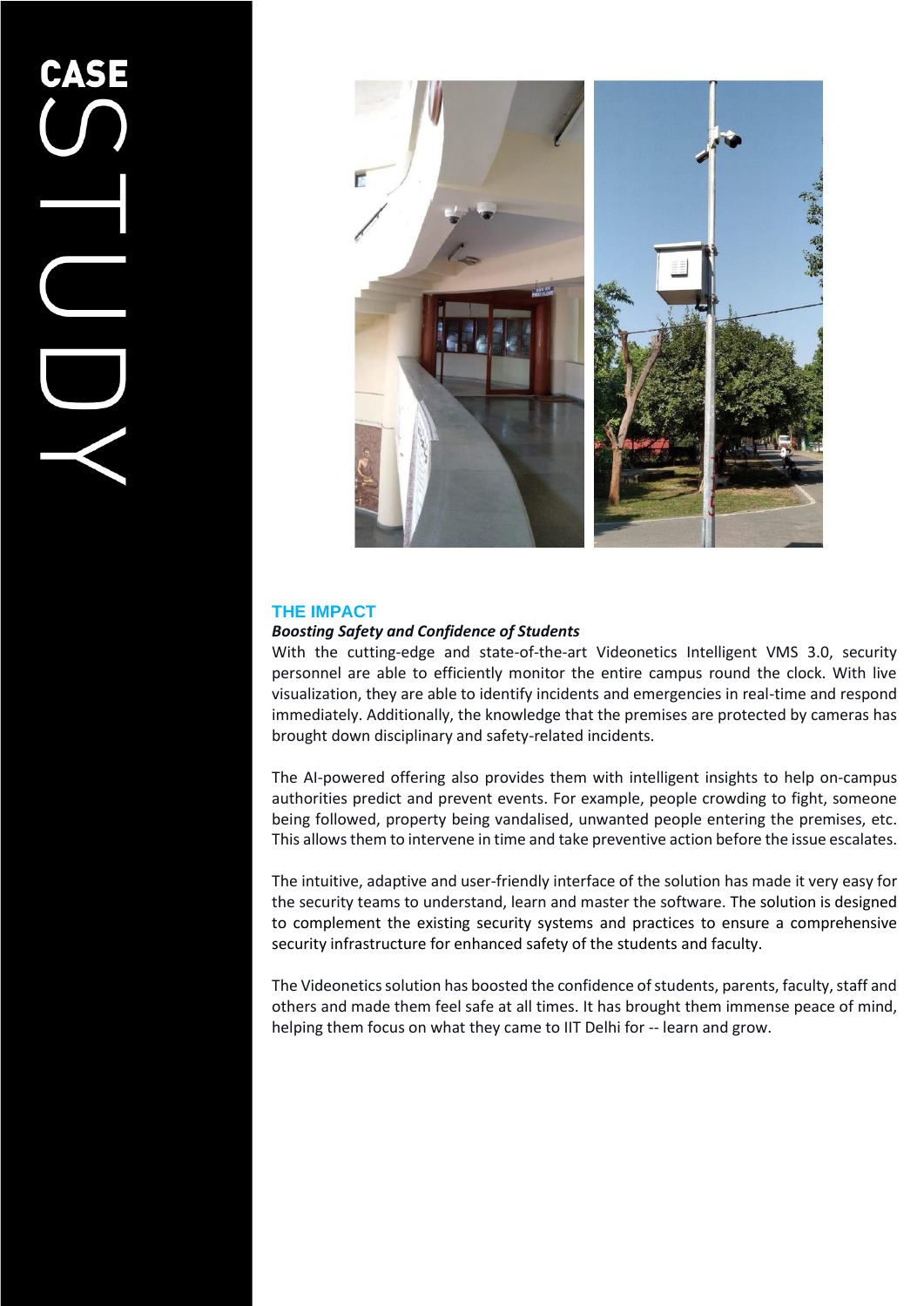CASE STUDY

## THE IMPACT

***Boosting Safety and Confidence of Students***

With the cutting-edge and state-of-the-art Videonetics Intelligent VMS 3.0, security personnel are able to efficiently monitor the entire campus round the clock. With live visualization, they are able to identify incidents and emergencies in real-time and respond immediately. Additionally, the knowledge that the premises are protected by cameras has brought down disciplinary and safety-related incidents.

The AI-powered offering also provides them with intelligent insights to help on-campus authorities predict and prevent events. For example, people crowding to fight, someone being followed, property being vandalised, unwanted people entering the premises, etc. This allows them to intervene in time and take preventive action before the issue escalates.

The intuitive, adaptive and user-friendly interface of the solution has made it very easy for the security teams to understand, learn and master the software. The solution is designed to complement the existing security systems and practices to ensure a comprehensive security infrastructure for enhanced safety of the students and faculty.

The Videonetics solution has boosted the confidence of students, parents, faculty, staff and others and made them feel safe at all times. It has brought them immense peace of mind, helping them focus on what they came to IIT Delhi for -- learn and grow.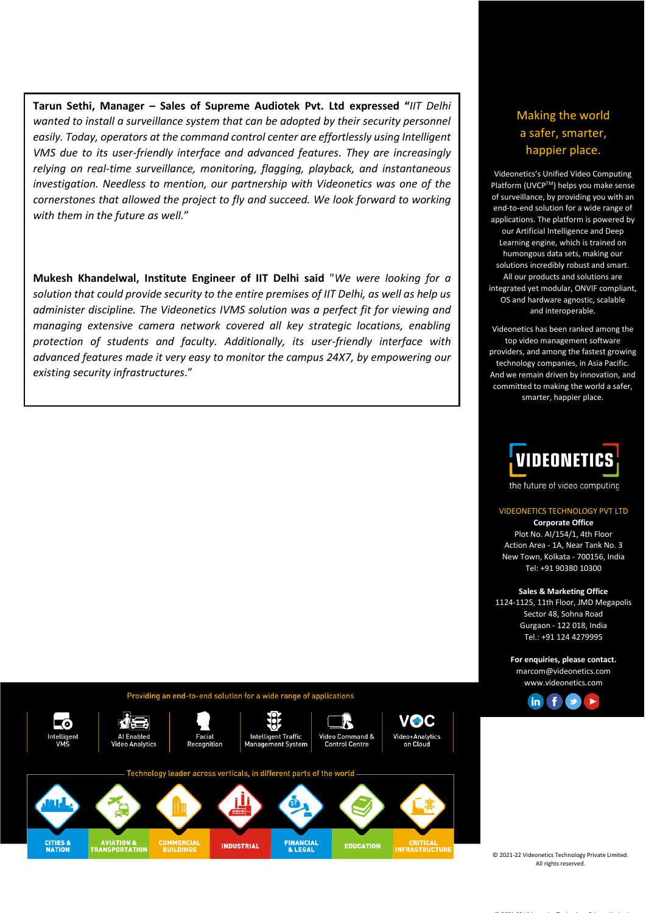**Tarun Sethi, Manager – Sales of Supreme Audiotek Pvt. Ltd expressed** *"IIT Delhi wanted to install a surveillance system that can be adopted by their security personnel easily. Today, operators at the command control center are effortlessly using Intelligent VMS due to its user-friendly interface and advanced features. They are increasingly relying on real-time surveillance, monitoring, flagging, playback, and instantaneous investigation. Needless to mention, our partnership with Videonetics was one of the cornerstones that allowed the project to fly and succeed. We look forward to working with them in the future as well."*

**Mukesh Khandelwal, Institute Engineer of IIT Delhi said** *"We were looking for a solution that could provide security to the entire premises of IIT Delhi, as well as help us administer discipline. The Videonetics IVMS solution was a perfect fit for viewing and managing extensive camera network covered all key strategic locations, enabling protection of students and faculty. Additionally, its user-friendly interface with advanced features made it very easy to monitor the campus 24X7, by empowering our existing security infrastructures."*

## Making the world a safer, smarter, happier place.

Videonetics's Unified Video Computing Platform (UVCP$^{TM}$) helps you make sense of surveillance, by providing you with an end-to-end solution for a wide range of applications. The platform is powered by our Artificial Intelligence and Deep Learning engine, which is trained on humongous data sets, making our solutions incredibly robust and smart. All our products and solutions are integrated yet modular, ONVIF compliant, OS and hardware agnostic, scalable and interoperable.

Videonetics has been ranked among the top video management software providers, and among the fastest growing technology companies, in Asia Pacific. And we remain driven by innovation, and committed to making the world a safer, smarter, happier place.

VIDEONETICS
the future of video computing

VIDEONETICS TECHNOLOGY PVT LTD

**Corporate Office**
Plot No. AI/154/1, 4th Floor
Action Area - 1A, Near Tank No. 3
New Town, Kolkata - 700156, India
Tel: +91 90380 10300

**Sales & Marketing Office**
1124-1125, 11th Floor, JMD Megapolis
Sector 48, Sohna Road
Gurgaon - 122 018, India
Tel.: +91 124 4279995

**For enquiries, please contact.**
marcom@videonetics.com
www.videonetics.com

Providing an end-to-end solution for a wide range of applications

Intelligent VMS
AI Enabled Video Analytics
Facial Recognition
Intelligent Traffic Management System
Video Command & Control Centre
Video+Analytics on Cloud

Technology leader across verticals, in different parts of the world

CITIES & NATION
AVIATION & TRANSPORTATION
COMMERCIAL BUILDINGS
INDUSTRIAL
FINANCIAL & LEGAL
EDUCATION
CRITICAL INFRASTRUCTURE

© 2021-22 Videonetics Technology Private Limited. All rights reserved.